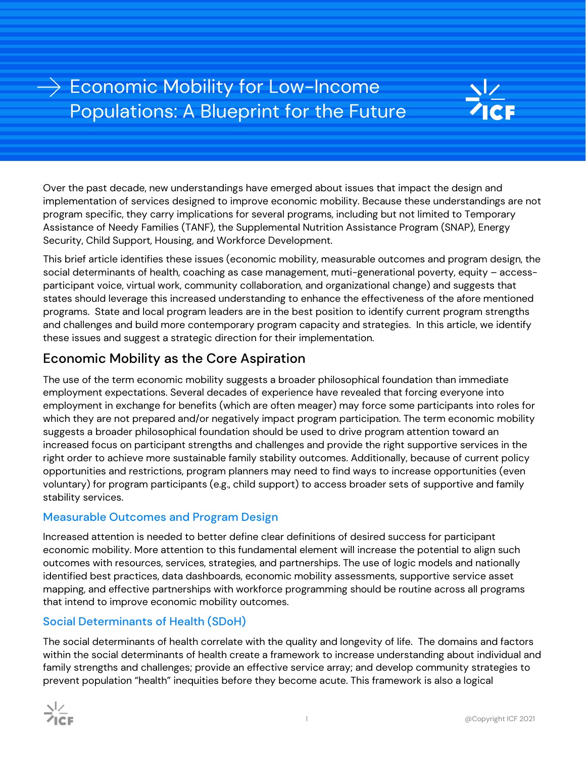# Economic Mobility for Low-Income Populations: A Blueprint for the Future

Over the past decade, new understandings have emerged about issues that impact the design and implementation of services designed to improve economic mobility. Because these understandings are not program specific, they carry implications for several programs, including but not limited to Temporary Assistance of Needy Families (TANF), the Supplemental Nutrition Assistance Program (SNAP), Energy Security, Child Support, Housing, and Workforce Development.

This brief article identifies these issues (economic mobility, measurable outcomes and program design, the social determinants of health, coaching as case management, muti-generational poverty, equity – access-participant voice, virtual work, community collaboration, and organizational change) and suggests that states should leverage this increased understanding to enhance the effectiveness of the afore mentioned programs. State and local program leaders are in the best position to identify current program strengths and challenges and build more contemporary program capacity and strategies. In this article, we identify these issues and suggest a strategic direction for their implementation.

## Economic Mobility as the Core Aspiration

The use of the term economic mobility suggests a broader philosophical foundation than immediate employment expectations. Several decades of experience have revealed that forcing everyone into employment in exchange for benefits (which are often meager) may force some participants into roles for which they are not prepared and/or negatively impact program participation. The term economic mobility suggests a broader philosophical foundation should be used to drive program attention toward an increased focus on participant strengths and challenges and provide the right supportive services in the right order to achieve more sustainable family stability outcomes. Additionally, because of current policy opportunities and restrictions, program planners may need to find ways to increase opportunities (even voluntary) for program participants (e.g., child support) to access broader sets of supportive and family stability services.

### Measurable Outcomes and Program Design

Increased attention is needed to better define clear definitions of desired success for participant economic mobility. More attention to this fundamental element will increase the potential to align such outcomes with resources, services, strategies, and partnerships. The use of logic models and nationally identified best practices, data dashboards, economic mobility assessments, supportive service asset mapping, and effective partnerships with workforce programming should be routine across all programs that intend to improve economic mobility outcomes.

### Social Determinants of Health (SDoH)

The social determinants of health correlate with the quality and longevity of life. The domains and factors within the social determinants of health create a framework to increase understanding about individual and family strengths and challenges; provide an effective service array; and develop community strategies to prevent population "health" inequities before they become acute. This framework is also a logical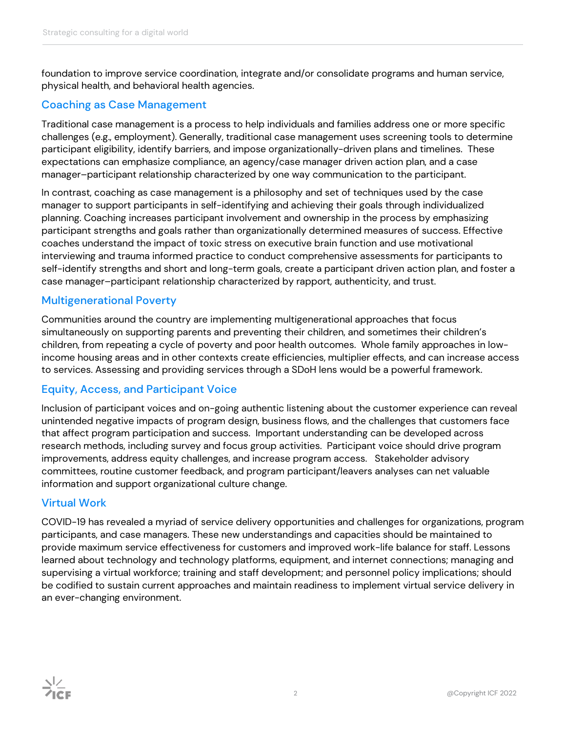foundation to improve service coordination, integrate and/or consolidate programs and human service, physical health, and behavioral health agencies.

## Coaching as Case Management

Traditional case management is a process to help individuals and families address one or more specific challenges (e.g., employment). Generally, traditional case management uses screening tools to determine participant eligibility, identify barriers, and impose organizationally-driven plans and timelines. These expectations can emphasize compliance, an agency/case manager driven action plan, and a case manager–participant relationship characterized by one way communication to the participant.

In contrast, coaching as case management is a philosophy and set of techniques used by the case manager to support participants in self-identifying and achieving their goals through individualized planning. Coaching increases participant involvement and ownership in the process by emphasizing participant strengths and goals rather than organizationally determined measures of success. Effective coaches understand the impact of toxic stress on executive brain function and use motivational interviewing and trauma informed practice to conduct comprehensive assessments for participants to self-identify strengths and short and long-term goals, create a participant driven action plan, and foster a case manager–participant relationship characterized by rapport, authenticity, and trust.

## Multigenerational Poverty

Communities around the country are implementing multigenerational approaches that focus simultaneously on supporting parents and preventing their children, and sometimes their children's children, from repeating a cycle of poverty and poor health outcomes. Whole family approaches in low-income housing areas and in other contexts create efficiencies, multiplier effects, and can increase access to services. Assessing and providing services through a SDoH lens would be a powerful framework.

## Equity, Access, and Participant Voice

Inclusion of participant voices and on-going authentic listening about the customer experience can reveal unintended negative impacts of program design, business flows, and the challenges that customers face that affect program participation and success. Important understanding can be developed across research methods, including survey and focus group activities. Participant voice should drive program improvements, address equity challenges, and increase program access. Stakeholder advisory committees, routine customer feedback, and program participant/leavers analyses can net valuable information and support organizational culture change.

## Virtual Work

COVID-19 has revealed a myriad of service delivery opportunities and challenges for organizations, program participants, and case managers. These new understandings and capacities should be maintained to provide maximum service effectiveness for customers and improved work-life balance for staff. Lessons learned about technology and technology platforms, equipment, and internet connections; managing and supervising a virtual workforce; training and staff development; and personnel policy implications; should be codified to sustain current approaches and maintain readiness to implement virtual service delivery in an ever-changing environment.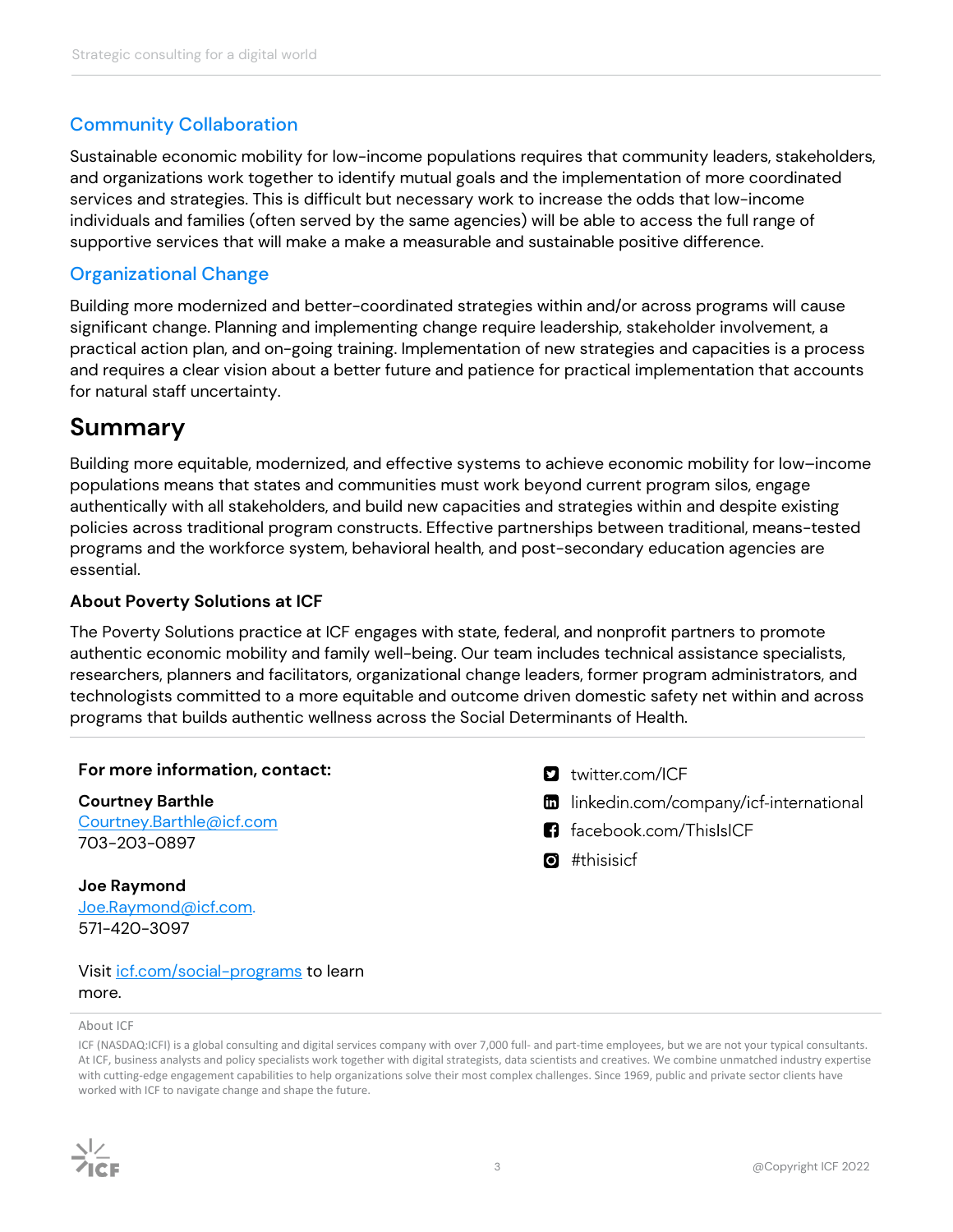## Community Collaboration

Sustainable economic mobility for low-income populations requires that community leaders, stakeholders, and organizations work together to identify mutual goals and the implementation of more coordinated services and strategies. This is difficult but necessary work to increase the odds that low-income individuals and families (often served by the same agencies) will be able to access the full range of supportive services that will make a make a measurable and sustainable positive difference.

## Organizational Change

Building more modernized and better-coordinated strategies within and/or across programs will cause significant change. Planning and implementing change require leadership, stakeholder involvement, a practical action plan, and on-going training. Implementation of new strategies and capacities is a process and requires a clear vision about a better future and patience for practical implementation that accounts for natural staff uncertainty.

# Summary

Building more equitable, modernized, and effective systems to achieve economic mobility for low–income populations means that states and communities must work beyond current program silos, engage authentically with all stakeholders, and build new capacities and strategies within and despite existing policies across traditional program constructs. Effective partnerships between traditional, means-tested programs and the workforce system, behavioral health, and post-secondary education agencies are essential.

### About Poverty Solutions at ICF

The Poverty Solutions practice at ICF engages with state, federal, and nonprofit partners to promote authentic economic mobility and family well-being. Our team includes technical assistance specialists, researchers, planners and facilitators, organizational change leaders, former program administrators, and technologists committed to a more equitable and outcome driven domestic safety net within and across programs that builds authentic wellness across the Social Determinants of Health.

**For more information, contact:**

**Courtney Barthle**
Courtney.Barthle@icf.com
703-203-0897

**Joe Raymond**
Joe.Raymond@icf.com.
571-420-3097

Visit icf.com/social-programs to learn more.

twitter.com/ICF
linkedin.com/company/icf-international
facebook.com/ThisIsICF
#thisisicf

About ICF

ICF (NASDAQ:ICFI) is a global consulting and digital services company with over 7,000 full- and part-time employees, but we are not your typical consultants. At ICF, business analysts and policy specialists work together with digital strategists, data scientists and creatives. We combine unmatched industry expertise with cutting-edge engagement capabilities to help organizations solve their most complex challenges. Since 1969, public and private sector clients have worked with ICF to navigate change and shape the future.

@Copyright ICF 2022